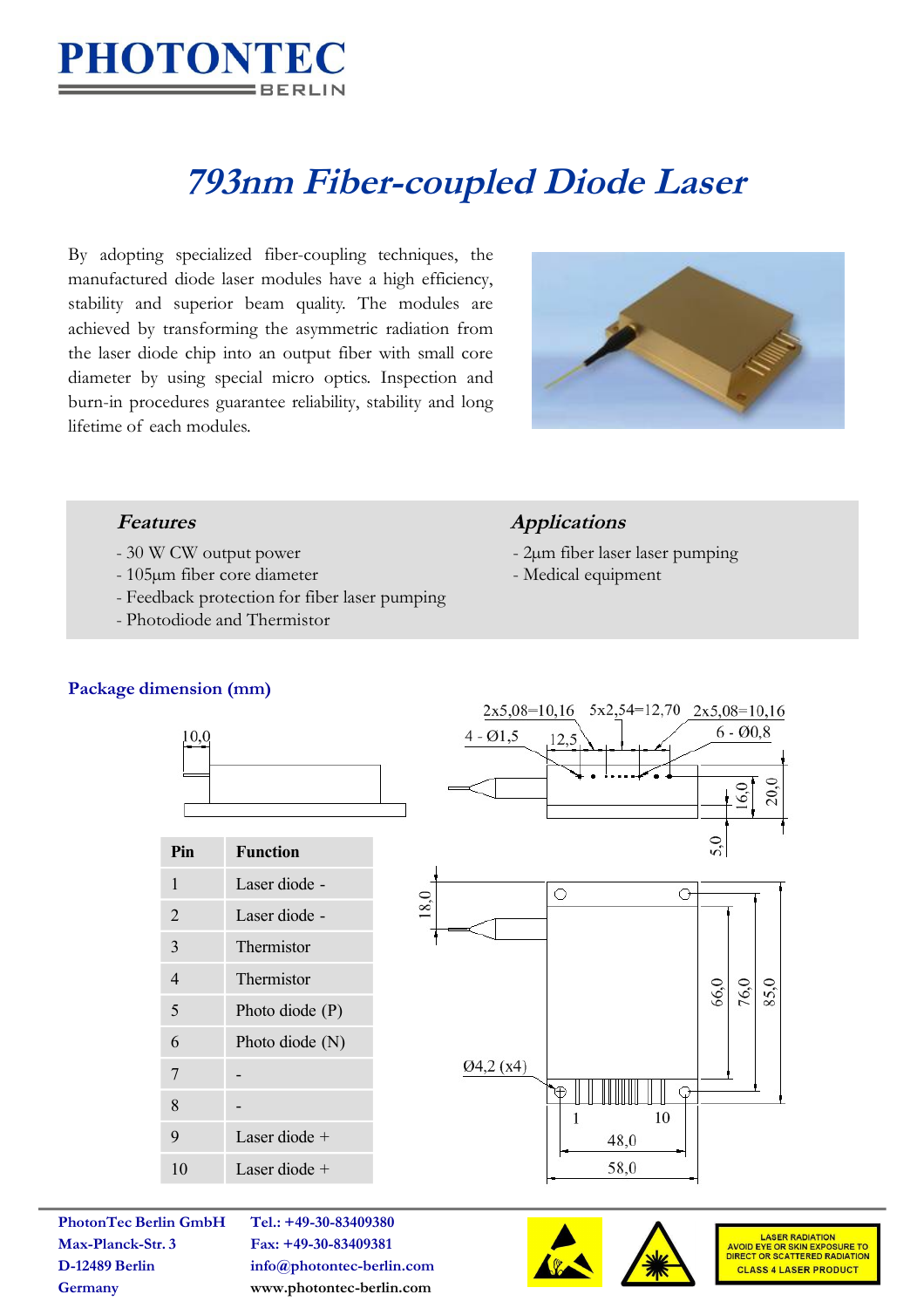PHOTONTEC BERLIN

# *793nm Fiber-coupled Diode Laser*

By adopting specialized fiber-coupling techniques, the manufactured diode laser modules have a high efficiency, stability and superior beam quality. The modules are achieved by transforming the asymmetric radiation from the laser diode chip into an output fiber with small core diameter by using special micro optics. Inspection and burn-in procedures guarantee reliability, stability and long lifetime of each modules.

### *Features*

- 30 W CW output power
- 105µm fiber core diameter
- Feedback protection for fiber laser pumping
- Photodiode and Thermistor

### *Applications*

- 2µm fiber laser laser pumping
- Medical equipment

## Package dimension (mm)

10,0

2x5,08=10,16 5x2,54=12,70 2x5,08=10,16

4 - Ø1,5 12,5 6 - Ø0,8

16,0 20,0 5,0

18,0

66,0 76,0 85,0

Ø4,2 (x4)

1 10

48,0

58,0

| Pin | Function |
|---|---|
| 1 | Laser diode - |
| 2 | Laser diode - |
| 3 | Thermistor |
| 4 | Thermistor |
| 5 | Photo diode (P) |
| 6 | Photo diode (N) |
| 7 | - |
| 8 | - |
| 9 | Laser diode + |
| 10 | Laser diode + |

**PhotonTec Berlin GmbH**
**Max-Planck-Str. 3**
**D-12489 Berlin**
**Germany**

**Tel.: +49-30-83409380**
**Fax: +49-30-83409381**
**info@photontec-berlin.com**
**www.photontec-berlin.com**

LASER RADIATION
AVOID EYE OR SKIN EXPOSURE TO DIRECT OR SCATTERED RADIATION
CLASS 4 LASER PRODUCT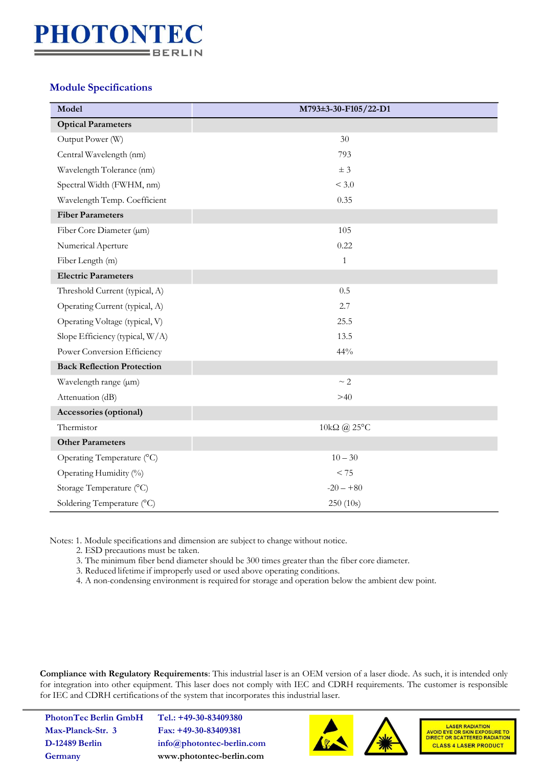## Module Specifications

| Model | M793±3-30-F105/22-D1 |
|---|---|
| **Optical Parameters** | |
| Output Power (W) | 30 |
| Central Wavelength (nm) | 793 |
| Wavelength Tolerance (nm) | ± 3 |
| Spectral Width (FWHM, nm) | < 3.0 |
| Wavelength Temp. Coefficient | 0.35 |
| **Fiber Parameters** | |
| Fiber Core Diameter (μm) | 105 |
| Numerical Aperture | 0.22 |
| Fiber Length (m) | 1 |
| **Electric Parameters** | |
| Threshold Current (typical, A) | 0.5 |
| Operating Current (typical, A) | 2.7 |
| Operating Voltage (typical, V) | 25.5 |
| Slope Efficiency (typical, W/A) | 13.5 |
| Power Conversion Efficiency | 44% |
| **Back Reflection Protection** | |
| Wavelength range (μm) | ~ 2 |
| Attenuation (dB) | >40 |
| **Accessories (optional)** | |
| Thermistor | 10kΩ @ 25°C |
| **Other Parameters** | |
| Operating Temperature (°C) | 10 – 30 |
| Operating Humidity (%) | < 75 |
| Storage Temperature (°C) | -20 – +80 |
| Soldering Temperature (°C) | 250 (10s) |

Notes: 1. Module specifications and dimension are subject to change without notice.
2. ESD precautions must be taken.
3. The minimum fiber bend diameter should be 300 times greater than the fiber core diameter.
3. Reduced lifetime if improperly used or used above operating conditions.
4. A non-condensing environment is required for storage and operation below the ambient dew point.

**Compliance with Regulatory Requirements**: This industrial laser is an OEM version of a laser diode. As such, it is intended only for integration into other equipment. This laser does not comply with IEC and CDRH requirements. The customer is responsible for IEC and CDRH certifications of the system that incorporates this industrial laser.

**PhotonTec Berlin GmbH**
**Max-Planck-Str. 3**
**D-12489 Berlin**
**Germany**

**Tel.: +49-30-83409380**
**Fax: +49-30-83409381**
**info@photontec-berlin.com**
**www.photontec-berlin.com**

LASER RADIATION
AVOID EYE OR SKIN EXPOSURE TO DIRECT OR SCATTERED RADIATION
CLASS 4 LASER PRODUCT